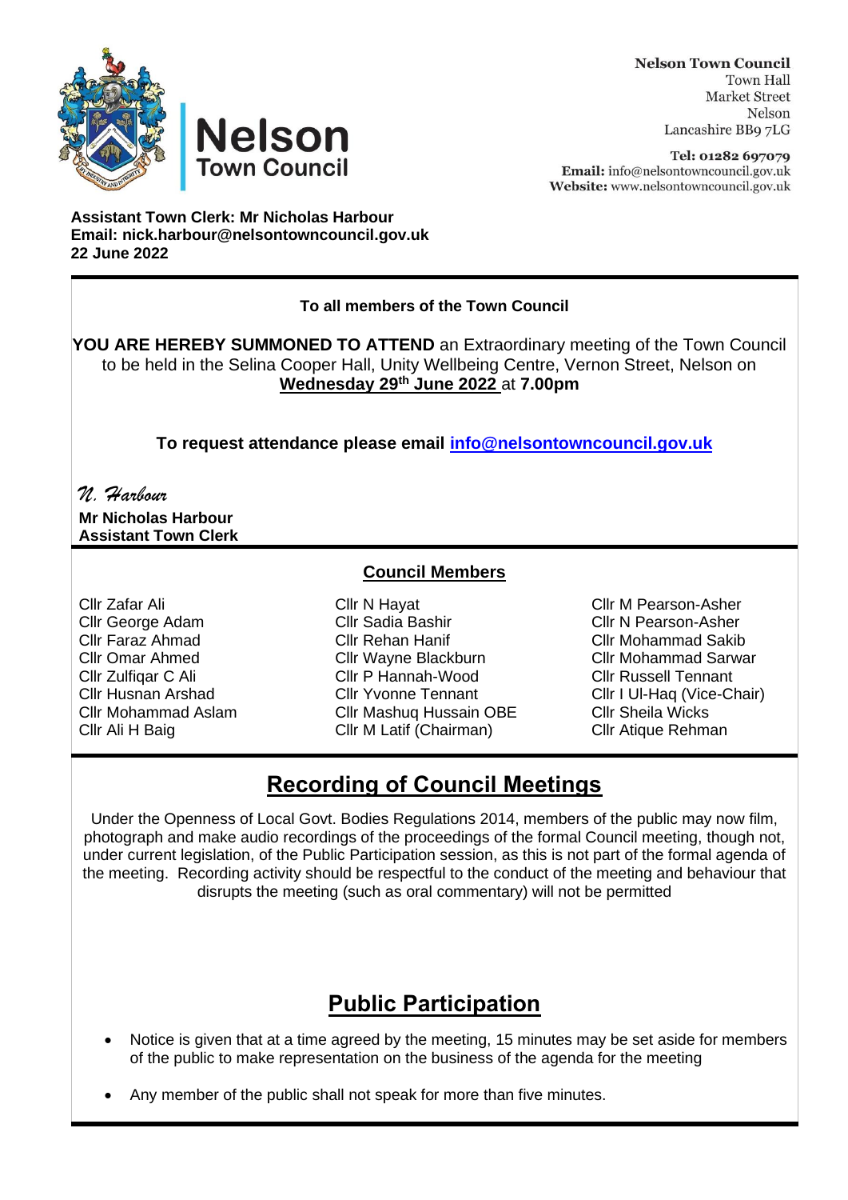**Nelson Town Council**
Town Hall
Market Street
Nelson
Lancashire BB9 7LG

**Tel:** 01282 697079
**Email:** info@nelsontowncouncil.gov.uk
**Website:** www.nelsontowncouncil.gov.uk

**Assistant Town Clerk: Mr Nicholas Harbour**
**Email: nick.harbour@nelsontowncouncil.gov.uk**
**22 June 2022**

**To all members of the Town Council**

**YOU ARE HEREBY SUMMONED TO ATTEND** an Extraordinary meeting of the Town Council to be held in the Selina Cooper Hall, Unity Wellbeing Centre, Vernon Street, Nelson on **Wednesday 29th June 2022** at **7.00pm**

**To request attendance please email info@nelsontowncouncil.gov.uk**

*N. Harbour*
**Mr Nicholas Harbour**
**Assistant Town Clerk**

## Council Members

Cllr Zafar Ali
Cllr George Adam
Cllr Faraz Ahmad
Cllr Omar Ahmed
Cllr Zulfiqar C Ali
Cllr Husnan Arshad
Cllr Mohammad Aslam
Cllr Ali H Baig
Cllr N Hayat
Cllr Sadia Bashir
Cllr Rehan Hanif
Cllr Wayne Blackburn
Cllr P Hannah-Wood
Cllr Yvonne Tennant
Cllr Mashuq Hussain OBE
Cllr M Latif (Chairman)
Cllr M Pearson-Asher
Cllr N Pearson-Asher
Cllr Mohammad Sakib
Cllr Mohammad Sarwar
Cllr Russell Tennant
Cllr I Ul-Haq (Vice-Chair)
Cllr Sheila Wicks
Cllr Atique Rehman

## Recording of Council Meetings

Under the Openness of Local Govt. Bodies Regulations 2014, members of the public may now film, photograph and make audio recordings of the proceedings of the formal Council meeting, though not, under current legislation, of the Public Participation session, as this is not part of the formal agenda of the meeting. Recording activity should be respectful to the conduct of the meeting and behaviour that disrupts the meeting (such as oral commentary) will not be permitted

## Public Participation

- Notice is given that at a time agreed by the meeting, 15 minutes may be set aside for members of the public to make representation on the business of the agenda for the meeting
- Any member of the public shall not speak for more than five minutes.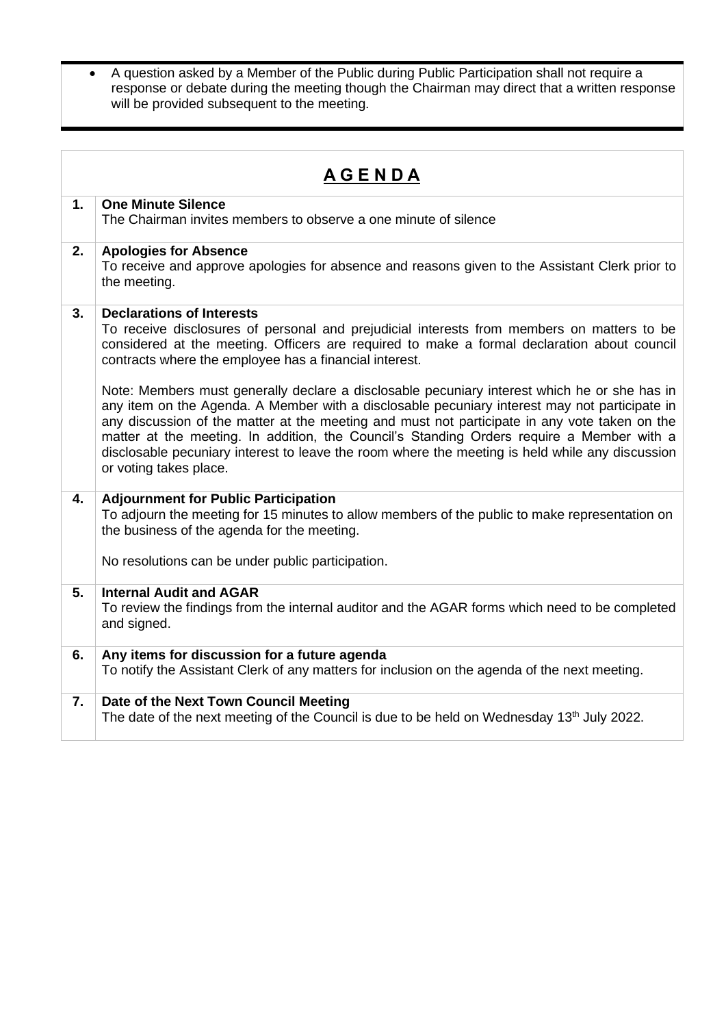- A question asked by a Member of the Public during Public Participation shall not require a response or debate during the meeting though the Chairman may direct that a written response will be provided subsequent to the meeting.

# A G E N D A

| | |
|---|---|
| **1.** | **One Minute Silence**<br>The Chairman invites members to observe a one minute of silence |
| **2.** | **Apologies for Absence**<br>To receive and approve apologies for absence and reasons given to the Assistant Clerk prior to the meeting. |
| **3.** | **Declarations of Interests**<br>To receive disclosures of personal and prejudicial interests from members on matters to be considered at the meeting. Officers are required to make a formal declaration about council contracts where the employee has a financial interest.<br><br>Note: Members must generally declare a disclosable pecuniary interest which he or she has in any item on the Agenda. A Member with a disclosable pecuniary interest may not participate in any discussion of the matter at the meeting and must not participate in any vote taken on the matter at the meeting. In addition, the Council's Standing Orders require a Member with a disclosable pecuniary interest to leave the room where the meeting is held while any discussion or voting takes place. |
| **4.** | **Adjournment for Public Participation**<br>To adjourn the meeting for 15 minutes to allow members of the public to make representation on the business of the agenda for the meeting.<br><br>No resolutions can be under public participation. |
| **5.** | **Internal Audit and AGAR**<br>To review the findings from the internal auditor and the AGAR forms which need to be completed and signed. |
| **6.** | **Any items for discussion for a future agenda**<br>To notify the Assistant Clerk of any matters for inclusion on the agenda of the next meeting. |
| **7.** | **Date of the Next Town Council Meeting**<br>The date of the next meeting of the Council is due to be held on Wednesday 13th July 2022. |